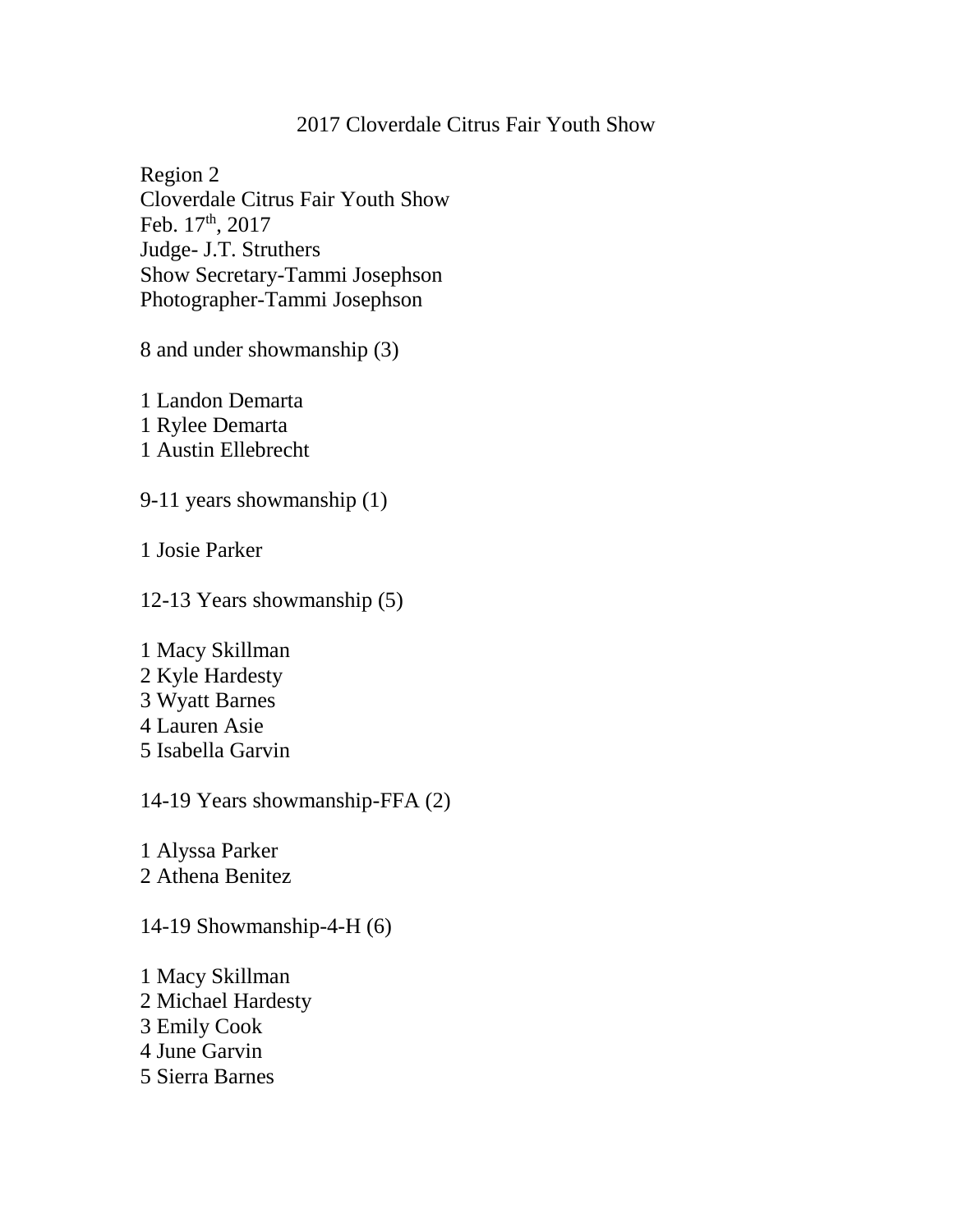# 2017 Cloverdale Citrus Fair Youth Show

Region 2
Cloverdale Citrus Fair Youth Show
Feb. 17th, 2017
Judge- J.T. Struthers
Show Secretary-Tammi Josephson
Photographer-Tammi Josephson

8 and under showmanship (3)

1 Landon Demarta
1 Rylee Demarta
1 Austin Ellebrecht

9-11 years showmanship (1)

1 Josie Parker

12-13 Years showmanship (5)

1 Macy Skillman
2 Kyle Hardesty
3 Wyatt Barnes
4 Lauren Asie
5 Isabella Garvin

14-19 Years showmanship-FFA (2)

1 Alyssa Parker
2 Athena Benitez

14-19 Showmanship-4-H (6)

1 Macy Skillman
2 Michael Hardesty
3 Emily Cook
4 June Garvin
5 Sierra Barnes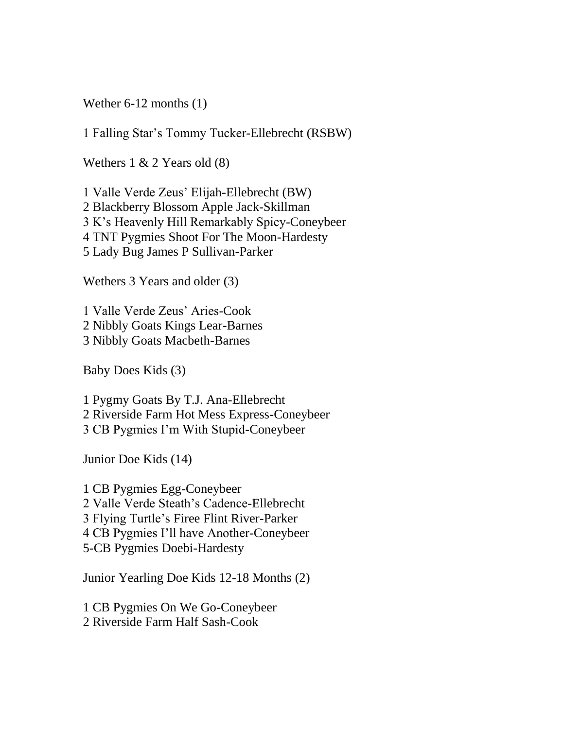Wether 6-12 months (1)

1 Falling Star's Tommy Tucker-Ellebrecht (RSBW)

Wethers 1 & 2 Years old (8)

1 Valle Verde Zeus' Elijah-Ellebrecht (BW)
2 Blackberry Blossom Apple Jack-Skillman
3 K's Heavenly Hill Remarkably Spicy-Coneybeer
4 TNT Pygmies Shoot For The Moon-Hardesty
5 Lady Bug James P Sullivan-Parker

Wethers 3 Years and older (3)

1 Valle Verde Zeus' Aries-Cook
2 Nibbly Goats Kings Lear-Barnes
3 Nibbly Goats Macbeth-Barnes

Baby Does Kids (3)

1 Pygmy Goats By T.J. Ana-Ellebrecht
2 Riverside Farm Hot Mess Express-Coneybeer
3 CB Pygmies I'm With Stupid-Coneybeer

Junior Doe Kids (14)

1 CB Pygmies Egg-Coneybeer
2 Valle Verde Steath's Cadence-Ellebrecht
3 Flying Turtle's Firee Flint River-Parker
4 CB Pygmies I'll have Another-Coneybeer
5-CB Pygmies Doebi-Hardesty

Junior Yearling Doe Kids 12-18 Months (2)

1 CB Pygmies On We Go-Coneybeer
2 Riverside Farm Half Sash-Cook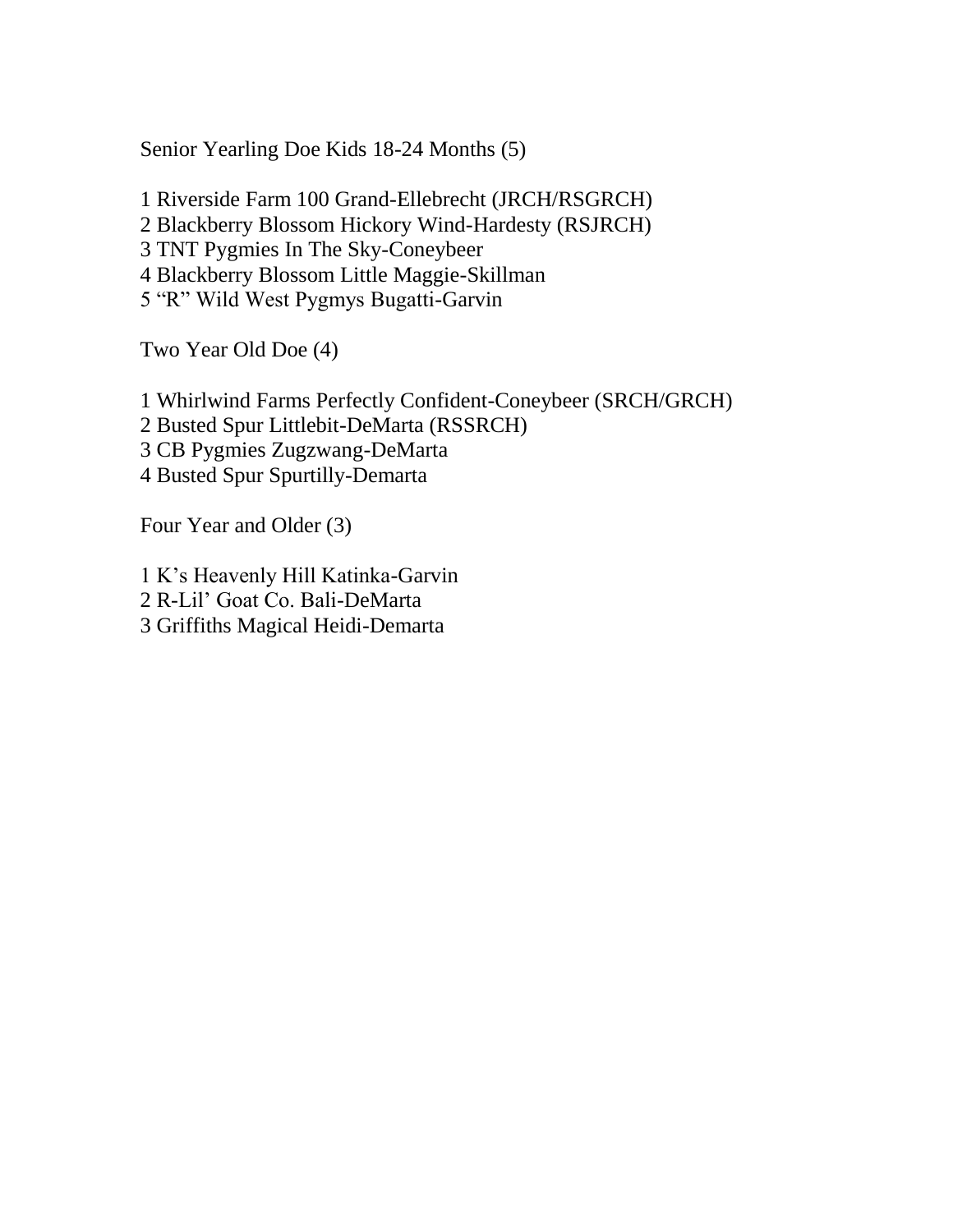Senior Yearling Doe Kids 18-24 Months (5)

1 Riverside Farm 100 Grand-Ellebrecht (JRCH/RSGRCH)
2 Blackberry Blossom Hickory Wind-Hardesty (RSJRCH)
3 TNT Pygmies In The Sky-Coneybeer
4 Blackberry Blossom Little Maggie-Skillman
5 "R" Wild West Pygmys Bugatti-Garvin

Two Year Old Doe (4)

1 Whirlwind Farms Perfectly Confident-Coneybeer (SRCH/GRCH)
2 Busted Spur Littlebit-DeMarta (RSSRCH)
3 CB Pygmies Zugzwang-DeMarta
4 Busted Spur Spurtilly-Demarta

Four Year and Older (3)

1 K's Heavenly Hill Katinka-Garvin
2 R-Lil' Goat Co. Bali-DeMarta
3 Griffiths Magical Heidi-Demarta